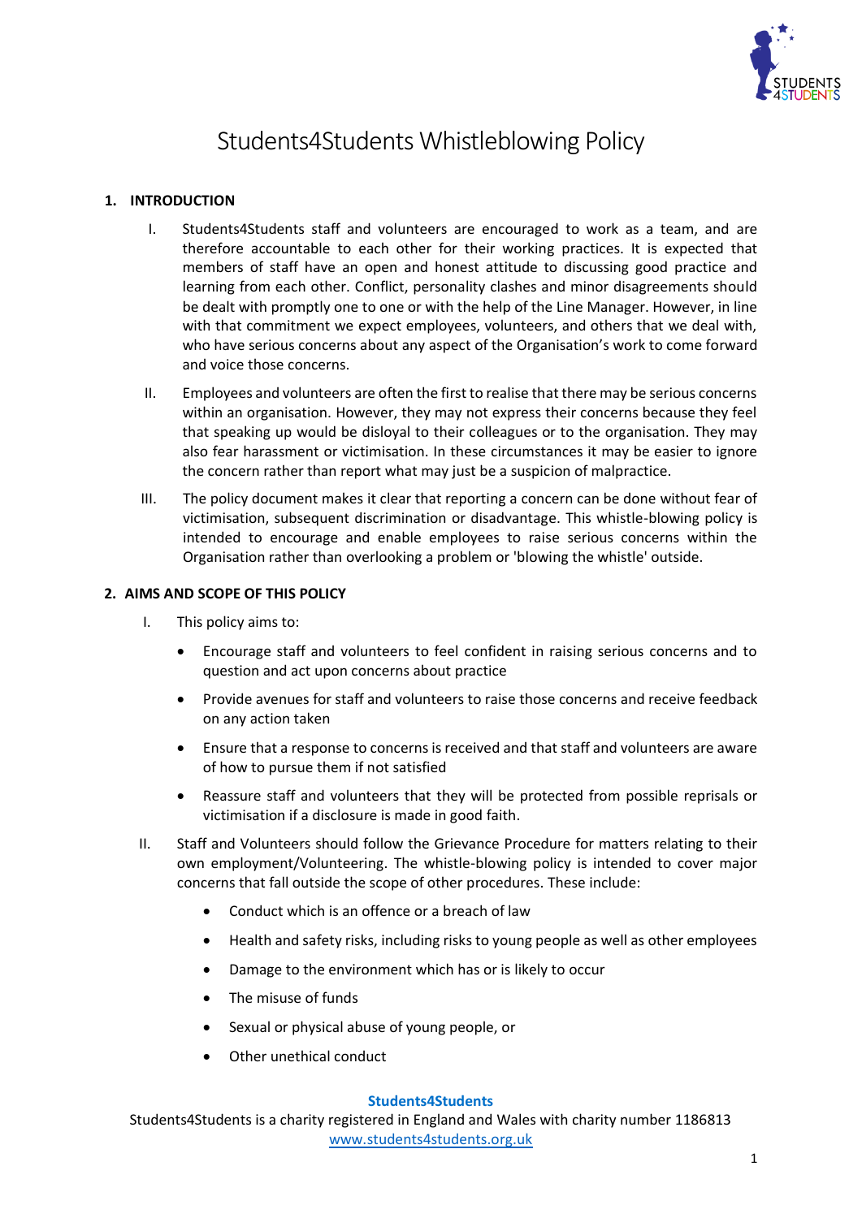# Students4Students Whistleblowing Policy

## 1. INTRODUCTION

I. Students4Students staff and volunteers are encouraged to work as a team, and are therefore accountable to each other for their working practices. It is expected that members of staff have an open and honest attitude to discussing good practice and learning from each other. Conflict, personality clashes and minor disagreements should be dealt with promptly one to one or with the help of the Line Manager. However, in line with that commitment we expect employees, volunteers, and others that we deal with, who have serious concerns about any aspect of the Organisation's work to come forward and voice those concerns.

II. Employees and volunteers are often the first to realise that there may be serious concerns within an organisation. However, they may not express their concerns because they feel that speaking up would be disloyal to their colleagues or to the organisation. They may also fear harassment or victimisation. In these circumstances it may be easier to ignore the concern rather than report what may just be a suspicion of malpractice.

III. The policy document makes it clear that reporting a concern can be done without fear of victimisation, subsequent discrimination or disadvantage. This whistle-blowing policy is intended to encourage and enable employees to raise serious concerns within the Organisation rather than overlooking a problem or 'blowing the whistle' outside.

## 2. AIMS AND SCOPE OF THIS POLICY

I. This policy aims to:

- Encourage staff and volunteers to feel confident in raising serious concerns and to question and act upon concerns about practice
- Provide avenues for staff and volunteers to raise those concerns and receive feedback on any action taken
- Ensure that a response to concerns is received and that staff and volunteers are aware of how to pursue them if not satisfied
- Reassure staff and volunteers that they will be protected from possible reprisals or victimisation if a disclosure is made in good faith.

II. Staff and Volunteers should follow the Grievance Procedure for matters relating to their own employment/Volunteering. The whistle-blowing policy is intended to cover major concerns that fall outside the scope of other procedures. These include:

- Conduct which is an offence or a breach of law
- Health and safety risks, including risks to young people as well as other employees
- Damage to the environment which has or is likely to occur
- The misuse of funds
- Sexual or physical abuse of young people, or
- Other unethical conduct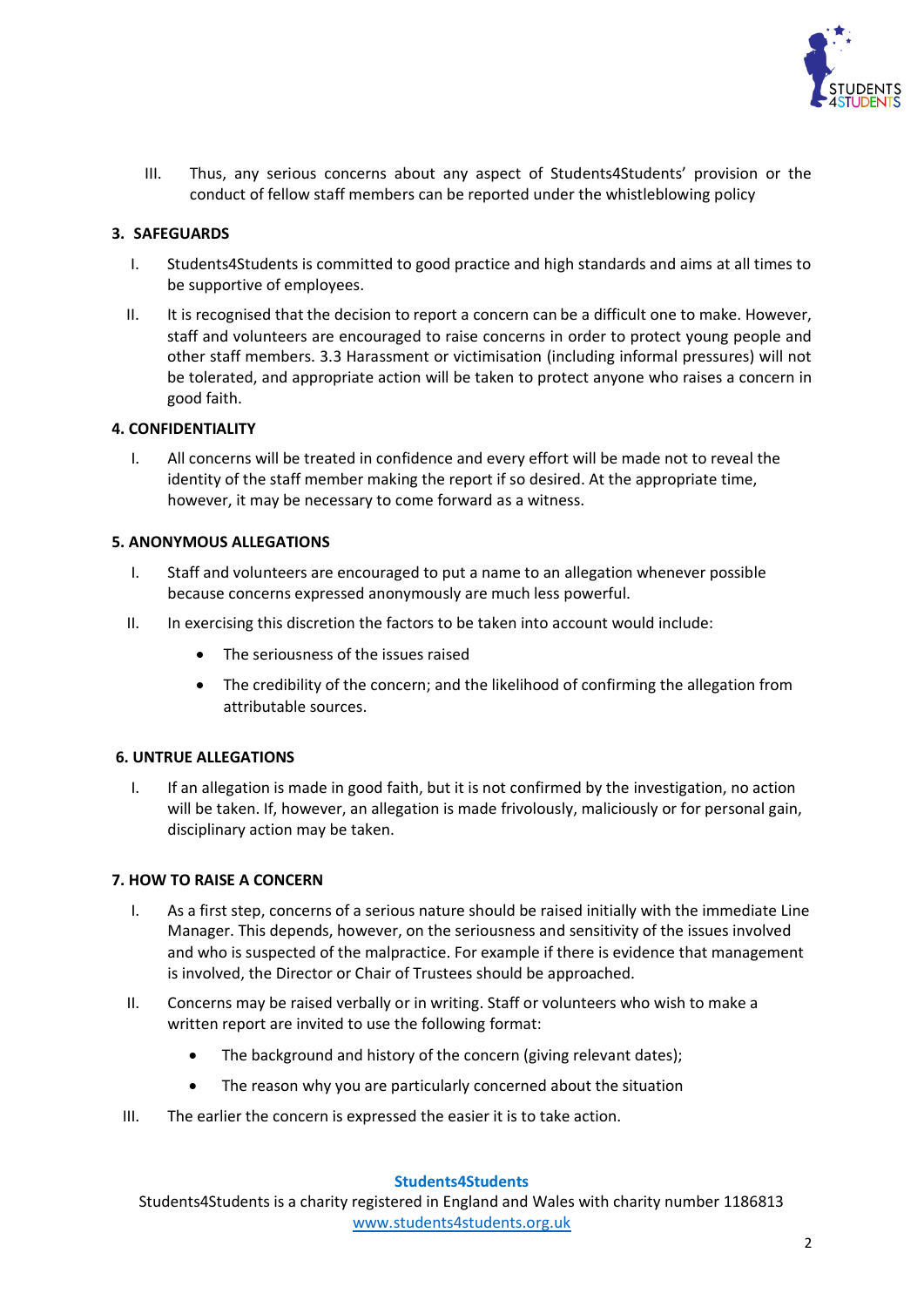III. Thus, any serious concerns about any aspect of Students4Students' provision or the conduct of fellow staff members can be reported under the whistleblowing policy

### 3. SAFEGUARDS

I. Students4Students is committed to good practice and high standards and aims at all times to be supportive of employees.

II. It is recognised that the decision to report a concern can be a difficult one to make. However, staff and volunteers are encouraged to raise concerns in order to protect young people and other staff members. 3.3 Harassment or victimisation (including informal pressures) will not be tolerated, and appropriate action will be taken to protect anyone who raises a concern in good faith.

### 4. CONFIDENTIALITY

I. All concerns will be treated in confidence and every effort will be made not to reveal the identity of the staff member making the report if so desired. At the appropriate time, however, it may be necessary to come forward as a witness.

### 5. ANONYMOUS ALLEGATIONS

I. Staff and volunteers are encouraged to put a name to an allegation whenever possible because concerns expressed anonymously are much less powerful.

II. In exercising this discretion the factors to be taken into account would include:

- The seriousness of the issues raised
- The credibility of the concern; and the likelihood of confirming the allegation from attributable sources.

### 6. UNTRUE ALLEGATIONS

I. If an allegation is made in good faith, but it is not confirmed by the investigation, no action will be taken. If, however, an allegation is made frivolously, maliciously or for personal gain, disciplinary action may be taken.

### 7. HOW TO RAISE A CONCERN

I. As a first step, concerns of a serious nature should be raised initially with the immediate Line Manager. This depends, however, on the seriousness and sensitivity of the issues involved and who is suspected of the malpractice. For example if there is evidence that management is involved, the Director or Chair of Trustees should be approached.

II. Concerns may be raised verbally or in writing. Staff or volunteers who wish to make a written report are invited to use the following format:

- The background and history of the concern (giving relevant dates);
- The reason why you are particularly concerned about the situation

III. The earlier the concern is expressed the easier it is to take action.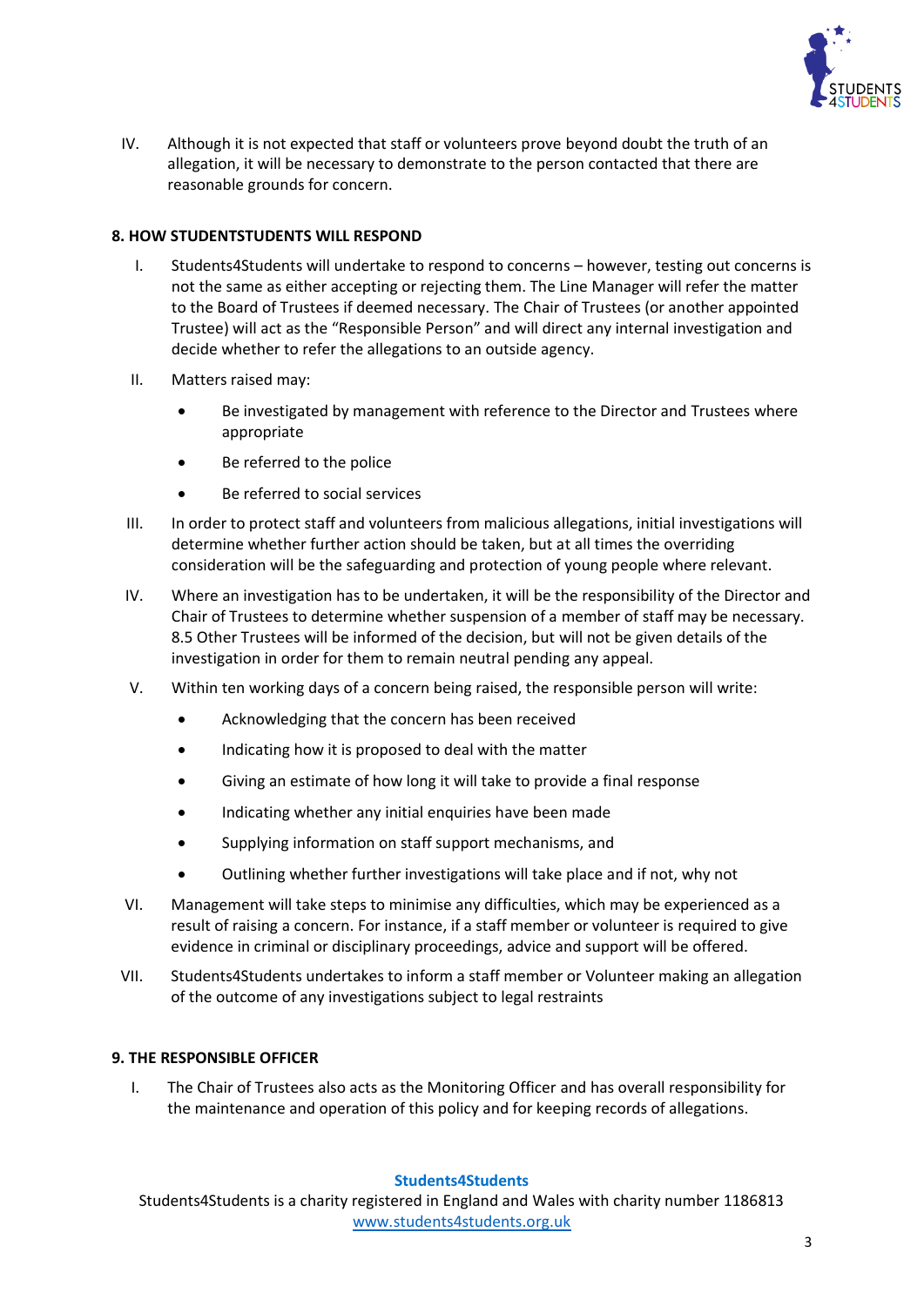IV. Although it is not expected that staff or volunteers prove beyond doubt the truth of an allegation, it will be necessary to demonstrate to the person contacted that there are reasonable grounds for concern.

**8. HOW STUDENTSTUDENTS WILL RESPOND**

I. Students4Students will undertake to respond to concerns – however, testing out concerns is not the same as either accepting or rejecting them. The Line Manager will refer the matter to the Board of Trustees if deemed necessary. The Chair of Trustees (or another appointed Trustee) will act as the "Responsible Person" and will direct any internal investigation and decide whether to refer the allegations to an outside agency.

II. Matters raised may:

- Be investigated by management with reference to the Director and Trustees where appropriate
- Be referred to the police
- Be referred to social services

III. In order to protect staff and volunteers from malicious allegations, initial investigations will determine whether further action should be taken, but at all times the overriding consideration will be the safeguarding and protection of young people where relevant.

IV. Where an investigation has to be undertaken, it will be the responsibility of the Director and Chair of Trustees to determine whether suspension of a member of staff may be necessary. 8.5 Other Trustees will be informed of the decision, but will not be given details of the investigation in order for them to remain neutral pending any appeal.

V. Within ten working days of a concern being raised, the responsible person will write:

- Acknowledging that the concern has been received
- Indicating how it is proposed to deal with the matter
- Giving an estimate of how long it will take to provide a final response
- Indicating whether any initial enquiries have been made
- Supplying information on staff support mechanisms, and
- Outlining whether further investigations will take place and if not, why not

VI. Management will take steps to minimise any difficulties, which may be experienced as a result of raising a concern. For instance, if a staff member or volunteer is required to give evidence in criminal or disciplinary proceedings, advice and support will be offered.

VII. Students4Students undertakes to inform a staff member or Volunteer making an allegation of the outcome of any investigations subject to legal restraints

**9. THE RESPONSIBLE OFFICER**

I. The Chair of Trustees also acts as the Monitoring Officer and has overall responsibility for the maintenance and operation of this policy and for keeping records of allegations.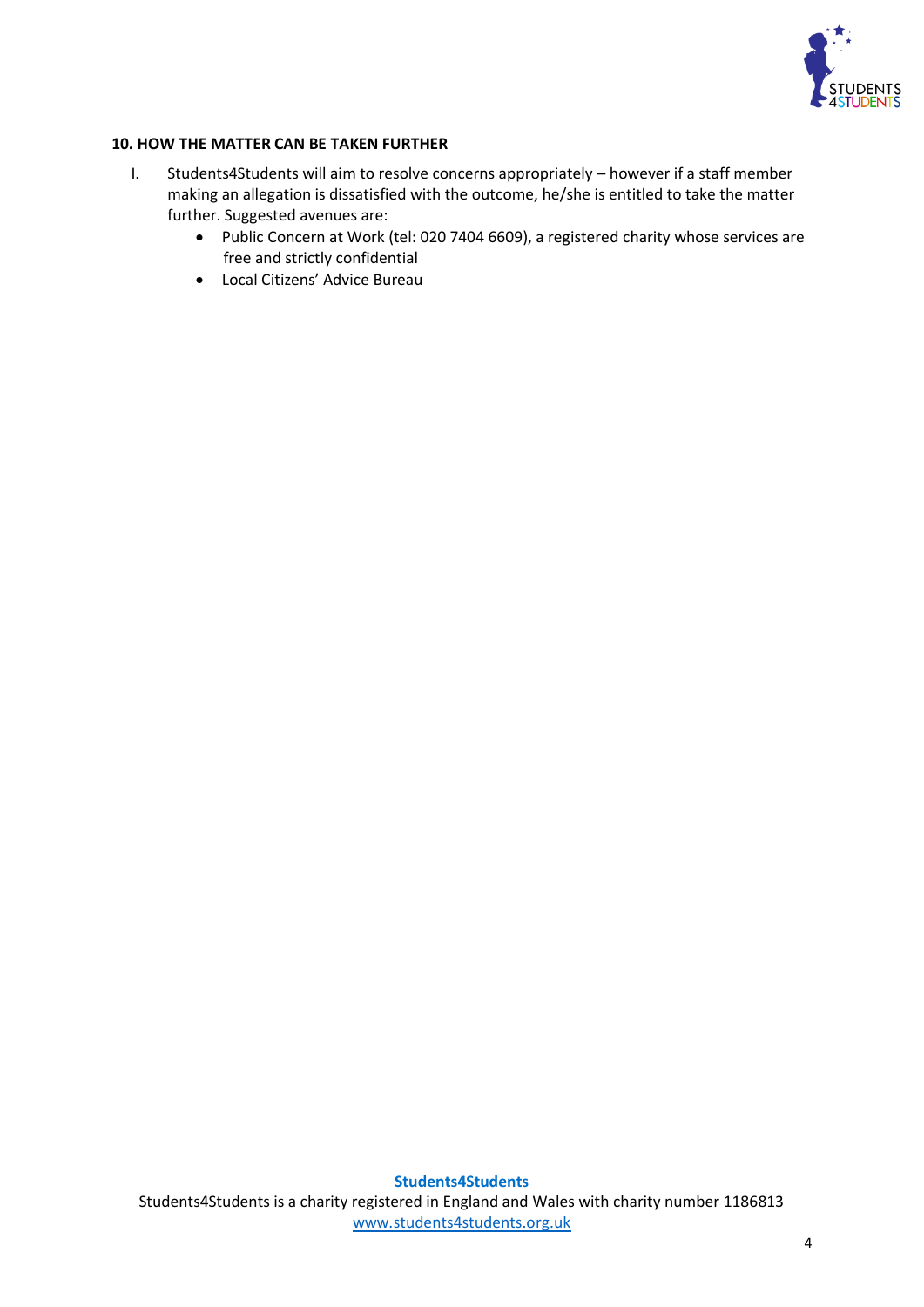**10. HOW THE MATTER CAN BE TAKEN FURTHER**

I. Students4Students will aim to resolve concerns appropriately – however if a staff member making an allegation is dissatisfied with the outcome, he/she is entitled to take the matter further. Suggested avenues are:
   - Public Concern at Work (tel: 020 7404 6609), a registered charity whose services are free and strictly confidential
   - Local Citizens' Advice Bureau